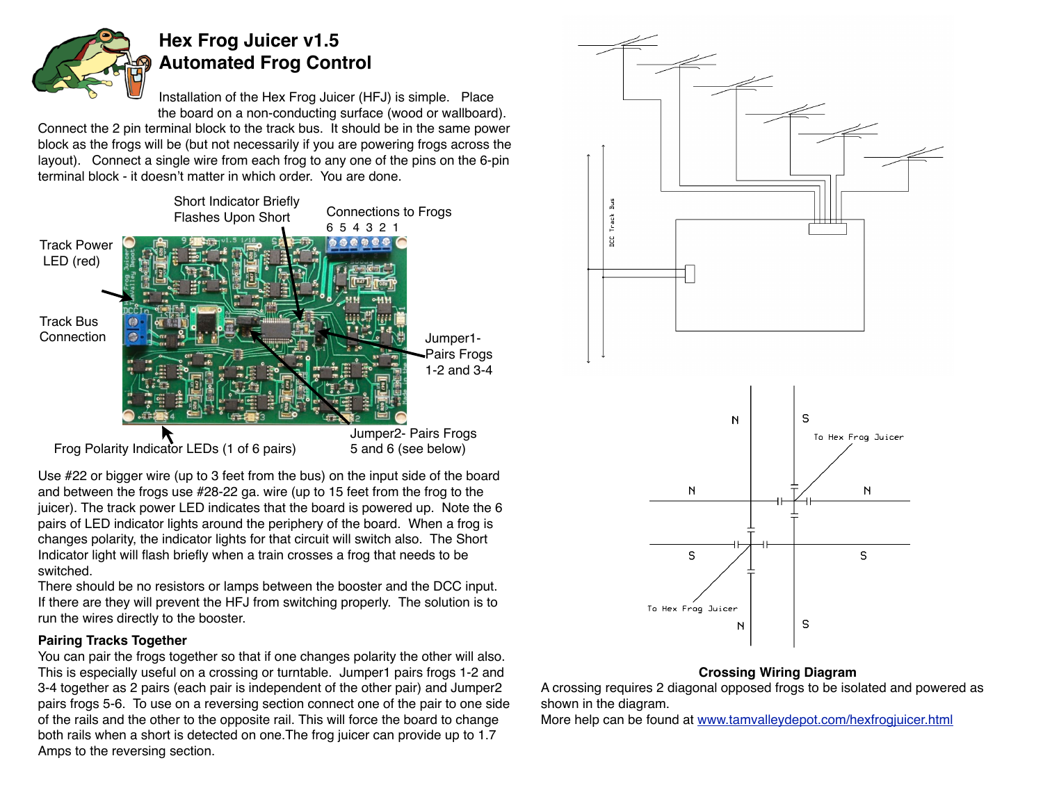# Hex Frog Juicer v1.5
# Automated Frog Control

Installation of the Hex Frog Juicer (HFJ) is simple. Place the board on a non-conducting surface (wood or wallboard). Connect the 2 pin terminal block to the track bus. It should be in the same power block as the frogs will be (but not necessarily if you are powering frogs across the layout). Connect a single wire from each frog to any one of the pins on the 6-pin terminal block - it doesn't matter in which order. You are done.

Short Indicator Briefly Flashes Upon Short

Connections to Frogs 6 5 4 3 2 1

Track Power LED (red)

Track Bus Connection

Jumper1- Pairs Frogs 1-2 and 3-4

Frog Polarity Indicator LEDs (1 of 6 pairs)

Jumper2- Pairs Frogs 5 and 6 (see below)

Use #22 or bigger wire (up to 3 feet from the bus) on the input side of the board and between the frogs use #28-22 ga. wire (up to 15 feet from the frog to the juicer). The track power LED indicates that the board is powered up. Note the 6 pairs of LED indicator lights around the periphery of the board. When a frog is changes polarity, the indicator lights for that circuit will switch also. The Short Indicator light will flash briefly when a train crosses a frog that needs to be switched.

There should be no resistors or lamps between the booster and the DCC input. If there are they will prevent the HFJ from switching properly. The solution is to run the wires directly to the booster.

**Pairing Tracks Together**

You can pair the frogs together so that if one changes polarity the other will also. This is especially useful on a crossing or turntable. Jumper1 pairs frogs 1-2 and 3-4 together as 2 pairs (each pair is independent of the other pair) and Jumper2 pairs frogs 5-6. To use on a reversing section connect one of the pair to one side of the rails and the other to the opposite rail. This will force the board to change both rails when a short is detected on one.The frog juicer can provide up to 1.7 Amps to the reversing section.

DCC Track Bus

N S To Hex Frog Juicer N N S S To Hex Frog Juicer N S

**Crossing Wiring Diagram**

A crossing requires 2 diagonal opposed frogs to be isolated and powered as shown in the diagram.

More help can be found at www.tamvalleydepot.com/hexfrogjuicer.html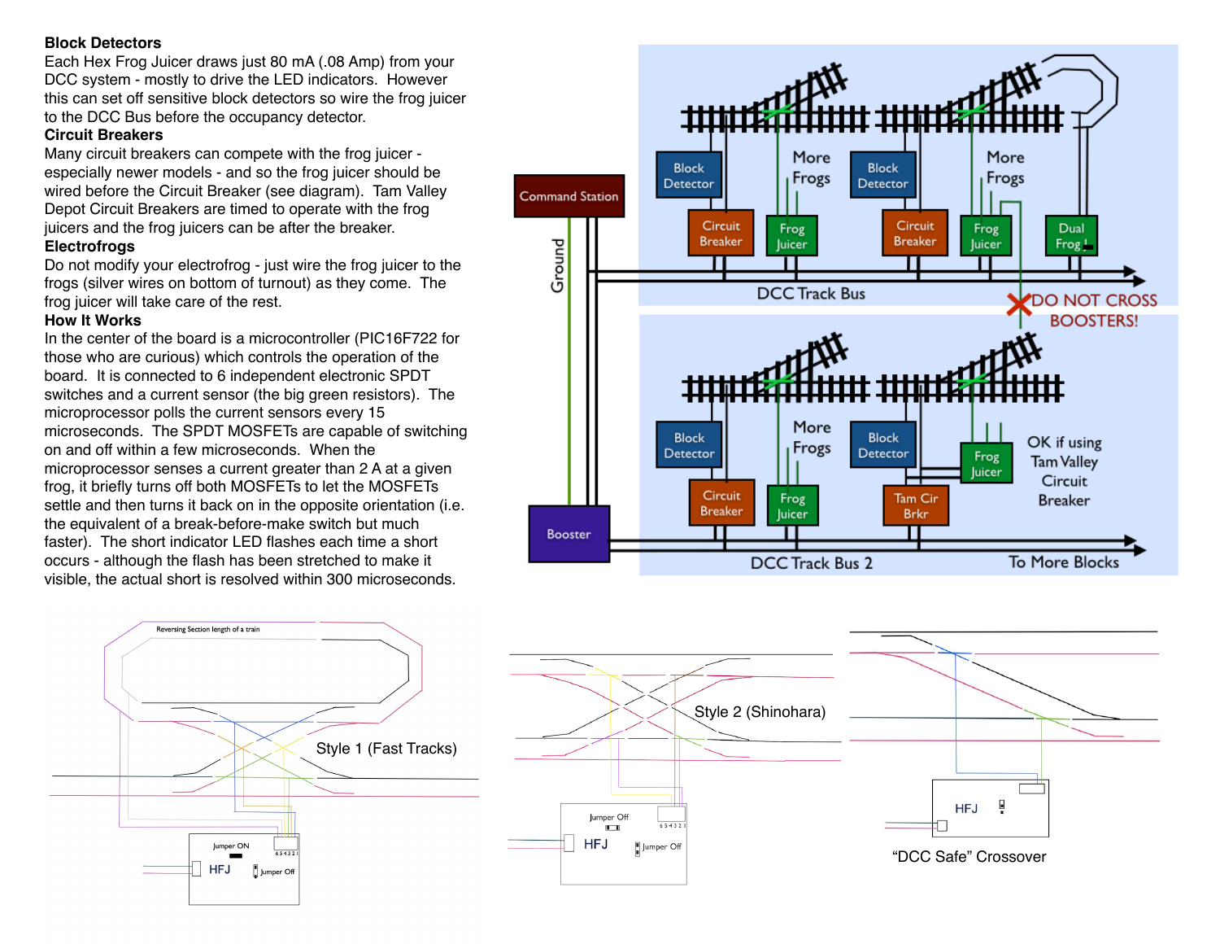**Block Detectors**
Each Hex Frog Juicer draws just 80 mA (.08 Amp) from your DCC system - mostly to drive the LED indicators. However this can set off sensitive block detectors so wire the frog juicer to the DCC Bus before the occupancy detector.

**Circuit Breakers**
Many circuit breakers can compete with the frog juicer - especially newer models - and so the frog juicer should be wired before the Circuit Breaker (see diagram). Tam Valley Depot Circuit Breakers are timed to operate with the frog juicers and the frog juicers can be after the breaker.

**Electrofrogs**
Do not modify your electrofrog - just wire the frog juicer to the frogs (silver wires on bottom of turnout) as they come. The frog juicer will take care of the rest.

**How It Works**
In the center of the board is a microcontroller (PIC16F722 for those who are curious) which controls the operation of the board. It is connected to 6 independent electronic SPDT switches and a current sensor (the big green resistors). The microprocessor polls the current sensors every 15 microseconds. The SPDT MOSFETs are capable of switching on and off within a few microseconds. When the microprocessor senses a current greater than 2 A at a given frog, it briefly turns off both MOSFETs to let the MOSFETs settle and then turns it back on in the opposite orientation (i.e. the equivalent of a break-before-make switch but much faster). The short indicator LED flashes each time a short occurs - although the flash has been stretched to make it visible, the actual short is resolved within 300 microseconds.

Command Station
Ground
Block Detector
More Frogs
Circuit Breaker
Frog Juicer
Block Detector
More Frogs
Circuit Breaker
Frog Juicer
Dual Frog
DCC Track Bus
DO NOT CROSS BOOSTERS!
Block Detector
More Frogs
Circuit Breaker
Frog Juicer
Block Detector
Frog Juicer
OK if using Tam Valley Circuit Breaker
Tam Cir Brkr
Booster
DCC Track Bus 2
To More Blocks

Reversing Section length of a train
Jumper ON
6 5 4 3 2 1
HFJ
Jumper Off
Style 1 (Fast Tracks)

Style 2 (Shinohara)
Jumper Off
6 5 4 3 2 1
HFJ
Jumper Off

HFJ
"DCC Safe" Crossover